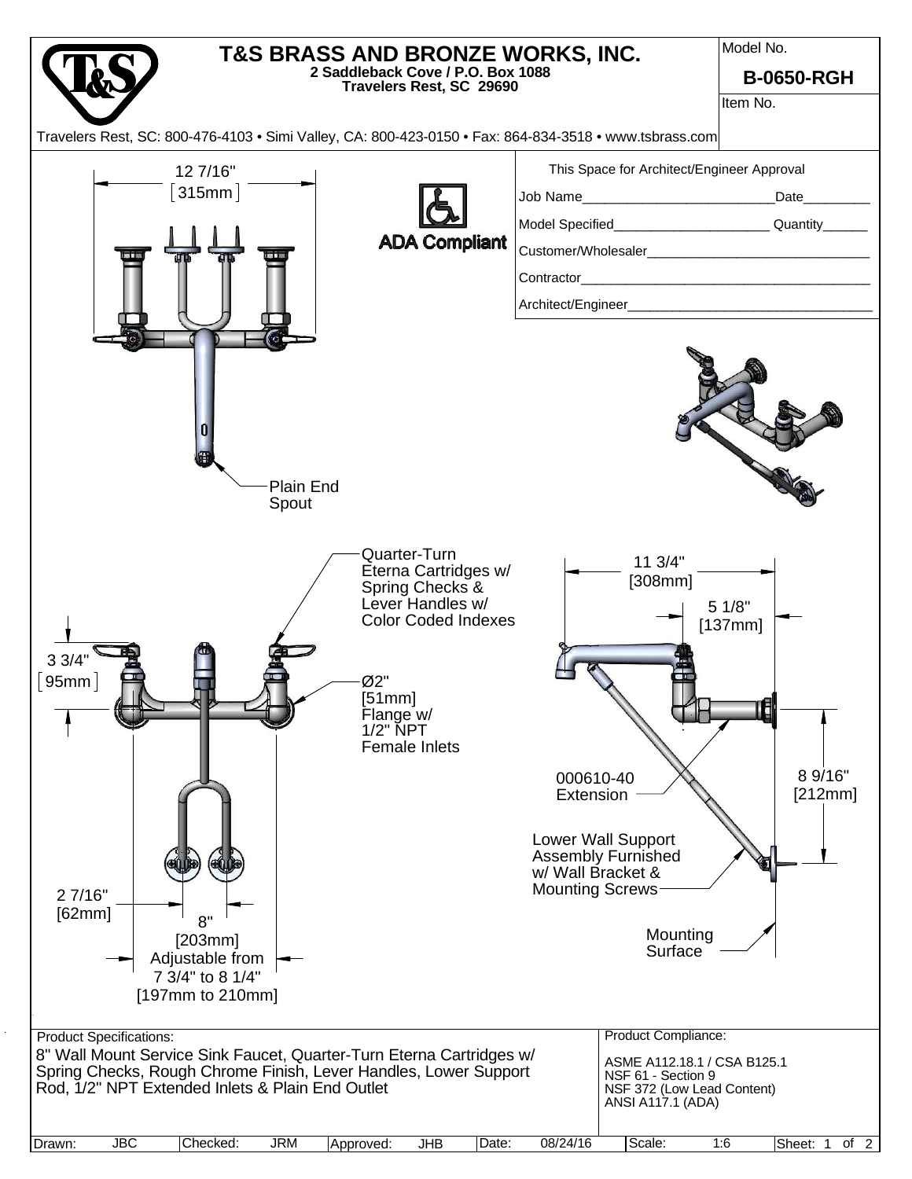# T&S BRASS AND BRONZE WORKS, INC.

**2 Saddleback Cove / P.O. Box 1088**
**Travelers Rest, SC 29690**

Travelers Rest, SC: 800-476-4103 • Simi Valley, CA: 800-423-0150 • Fax: 864-834-3518 • www.tsbrass.com

Model No. **B-0650-RGH**

Item No.

This Space for Architect/Engineer Approval

Job Name_________________________ Date_________

Model Specified____________________ Quantity______

Customer/Wholesaler______________________________

Contractor_______________________________________

Architect/Engineer________________________________

ADA Compliant

12 7/16" [315mm]

Plain End Spout

Quarter-Turn Eterna Cartridges w/ Spring Checks & Lever Handles w/ Color Coded Indexes

3 3/4" [95mm]

Ø2" [51mm] Flange w/ 1/2" NPT Female Inlets

2 7/16" [62mm]

8" [203mm] Adjustable from 7 3/4" to 8 1/4" [197mm to 210mm]

11 3/4" [308mm]

5 1/8" [137mm]

000610-40 Extension

8 9/16" [212mm]

Lower Wall Support Assembly Furnished w/ Wall Bracket & Mounting Screws

Mounting Surface

**Product Specifications:**

8" Wall Mount Service Sink Faucet, Quarter-Turn Eterna Cartridges w/ Spring Checks, Rough Chrome Finish, Lever Handles, Lower Support Rod, 1/2" NPT Extended Inlets & Plain End Outlet

**Product Compliance:**

ASME A112.18.1 / CSA B125.1
NSF 61 - Section 9
NSF 372 (Low Lead Content)
ANSI A117.1 (ADA)

| Drawn: JBC | Checked: JRM | Approved: JHB | Date: 08/24/16 | Scale: 1:6 | Sheet: 1 of 2 |
|---|---|---|---|---|---|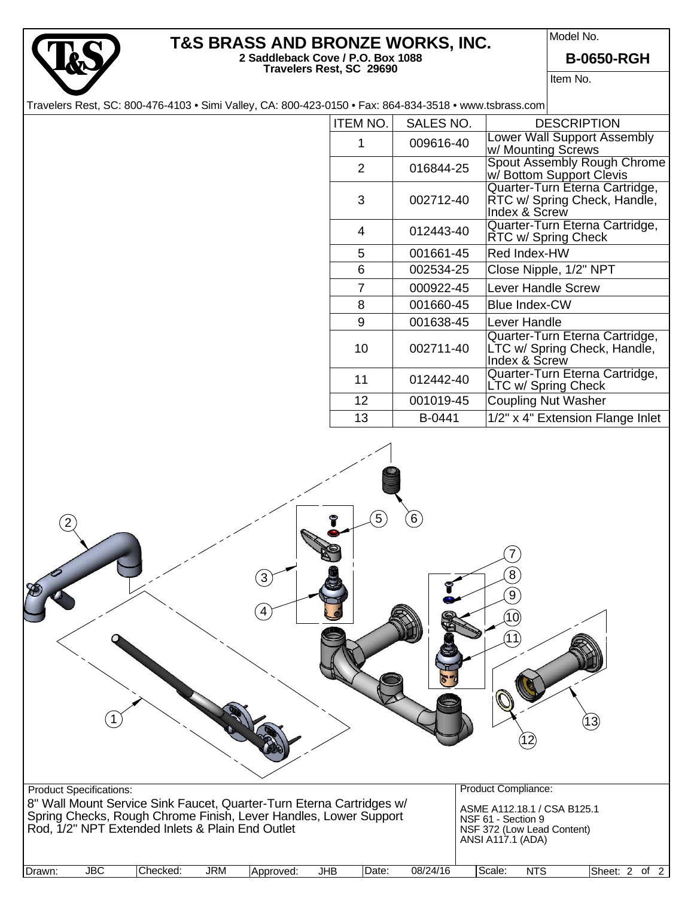# T&S BRASS AND BRONZE WORKS, INC.

**2 Saddleback Cove / P.O. Box 1088**
**Travelers Rest, SC 29690**

Travelers Rest, SC: 800-476-4103 • Simi Valley, CA: 800-423-0150 • Fax: 864-834-3518 • www.tsbrass.com

Model No. **B-0650-RGH**

Item No.

| ITEM NO. | SALES NO. | DESCRIPTION |
|---|---|---|
| 1 | 009616-40 | Lower Wall Support Assembly w/ Mounting Screws |
| 2 | 016844-25 | Spout Assembly Rough Chrome w/ Bottom Support Clevis |
| 3 | 002712-40 | Quarter-Turn Eterna Cartridge, RTC w/ Spring Check, Handle, Index & Screw |
| 4 | 012443-40 | Quarter-Turn Eterna Cartridge, RTC w/ Spring Check |
| 5 | 001661-45 | Red Index-HW |
| 6 | 002534-25 | Close Nipple, 1/2" NPT |
| 7 | 000922-45 | Lever Handle Screw |
| 8 | 001660-45 | Blue Index-CW |
| 9 | 001638-45 | Lever Handle |
| 10 | 002711-40 | Quarter-Turn Eterna Cartridge, LTC w/ Spring Check, Handle, Index & Screw |
| 11 | 012442-40 | Quarter-Turn Eterna Cartridge, LTC w/ Spring Check |
| 12 | 001019-45 | Coupling Nut Washer |
| 13 | B-0441 | 1/2" x 4" Extension Flange Inlet |

Product Specifications:

8" Wall Mount Service Sink Faucet, Quarter-Turn Eterna Cartridges w/ Spring Checks, Rough Chrome Finish, Lever Handles, Lower Support Rod, 1/2" NPT Extended Inlets & Plain End Outlet

Product Compliance:

ASME A112.18.1 / CSA B125.1
NSF 61 - Section 9
NSF 372 (Low Lead Content)
ANSI A117.1 (ADA)

| Drawn: | JBC | Checked: | JRM | Approved: | JHB | Date: | 08/24/16 | Scale: | NTS | Sheet: 2 of 2 |
|---|---|---|---|---|---|---|---|---|---|---|